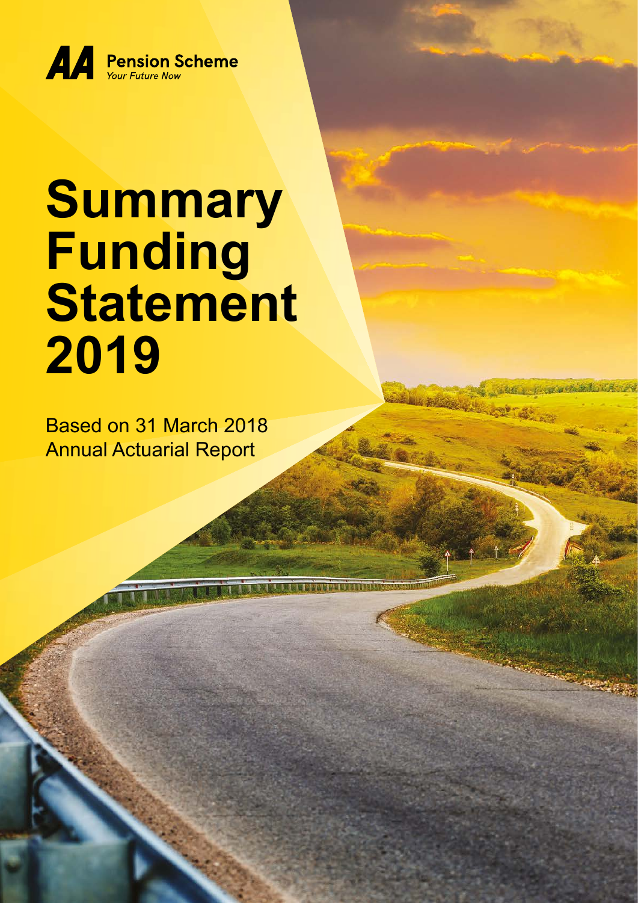**AA Pension Scheme**
*Your Future Now*

# Summary Funding Statement 2019

Based on 31 March 2018 Annual Actuarial Report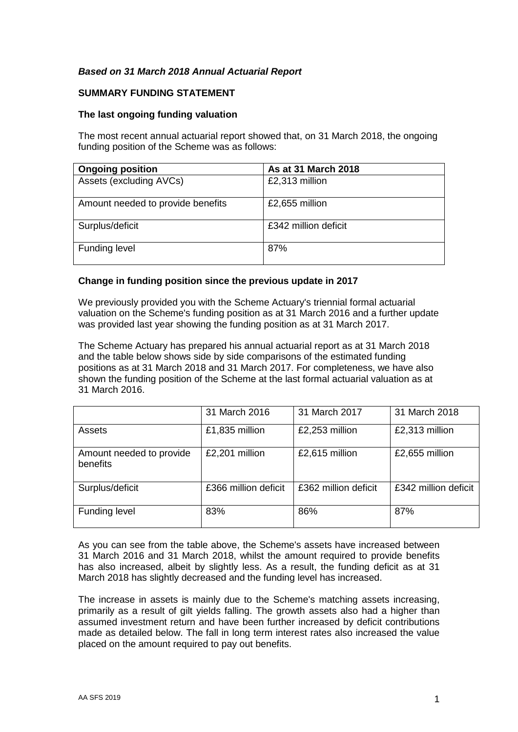***Based on 31 March 2018 Annual Actuarial Report***

**SUMMARY FUNDING STATEMENT**

**The last ongoing funding valuation**

The most recent annual actuarial report showed that, on 31 March 2018, the ongoing funding position of the Scheme was as follows:

| **Ongoing position** | **As at 31 March 2018** |
| --- | --- |
| Assets (excluding AVCs) | £2,313 million |
| Amount needed to provide benefits | £2,655 million |
| Surplus/deficit | £342 million deficit |
| Funding level | 87% |

**Change in funding position since the previous update in 2017**

We previously provided you with the Scheme Actuary's triennial formal actuarial valuation on the Scheme's funding position as at 31 March 2016 and a further update was provided last year showing the funding position as at 31 March 2017.

The Scheme Actuary has prepared his annual actuarial report as at 31 March 2018 and the table below shows side by side comparisons of the estimated funding positions as at 31 March 2018 and 31 March 2017. For completeness, we have also shown the funding position of the Scheme at the last formal actuarial valuation as at 31 March 2016.

| | 31 March 2016 | 31 March 2017 | 31 March 2018 |
| --- | --- | --- | --- |
| Assets | £1,835 million | £2,253 million | £2,313 million |
| Amount needed to provide benefits | £2,201 million | £2,615 million | £2,655 million |
| Surplus/deficit | £366 million deficit | £362 million deficit | £342 million deficit |
| Funding level | 83% | 86% | 87% |

As you can see from the table above, the Scheme's assets have increased between 31 March 2016 and 31 March 2018, whilst the amount required to provide benefits has also increased, albeit by slightly less. As a result, the funding deficit as at 31 March 2018 has slightly decreased and the funding level has increased.

The increase in assets is mainly due to the Scheme's matching assets increasing, primarily as a result of gilt yields falling. The growth assets also had a higher than assumed investment return and have been further increased by deficit contributions made as detailed below. The fall in long term interest rates also increased the value placed on the amount required to pay out benefits.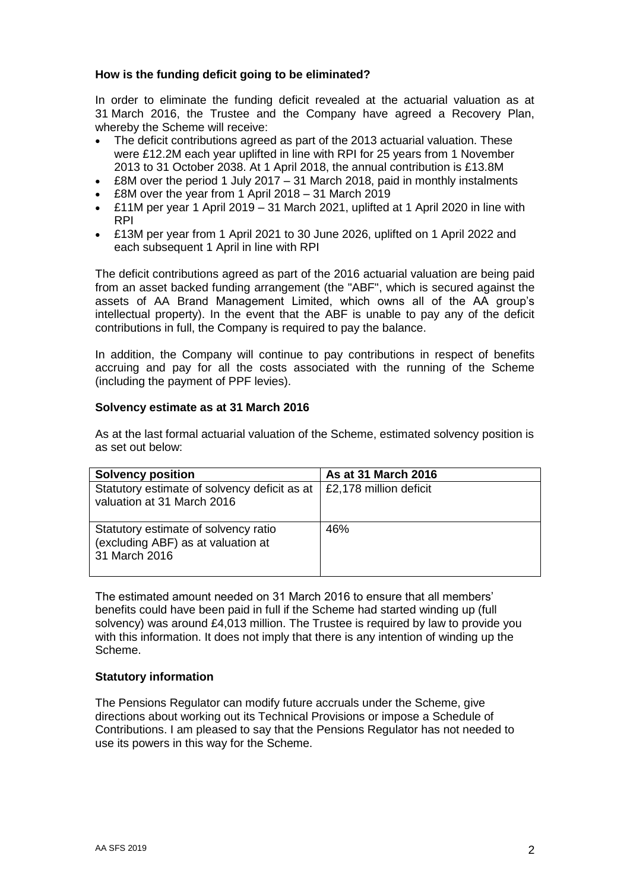**How is the funding deficit going to be eliminated?**

In order to eliminate the funding deficit revealed at the actuarial valuation as at 31 March 2016, the Trustee and the Company have agreed a Recovery Plan, whereby the Scheme will receive:

- The deficit contributions agreed as part of the 2013 actuarial valuation. These were £12.2M each year uplifted in line with RPI for 25 years from 1 November 2013 to 31 October 2038. At 1 April 2018, the annual contribution is £13.8M
- £8M over the period 1 July 2017 – 31 March 2018, paid in monthly instalments
- £8M over the year from 1 April 2018 – 31 March 2019
- £11M per year 1 April 2019 – 31 March 2021, uplifted at 1 April 2020 in line with RPI
- £13M per year from 1 April 2021 to 30 June 2026, uplifted on 1 April 2022 and each subsequent 1 April in line with RPI

The deficit contributions agreed as part of the 2016 actuarial valuation are being paid from an asset backed funding arrangement (the "ABF", which is secured against the assets of AA Brand Management Limited, which owns all of the AA group's intellectual property). In the event that the ABF is unable to pay any of the deficit contributions in full, the Company is required to pay the balance.

In addition, the Company will continue to pay contributions in respect of benefits accruing and pay for all the costs associated with the running of the Scheme (including the payment of PPF levies).

**Solvency estimate as at 31 March 2016**

As at the last formal actuarial valuation of the Scheme, estimated solvency position is as set out below:

| Solvency position | As at 31 March 2016 |
| --- | --- |
| Statutory estimate of solvency deficit as at valuation at 31 March 2016 | £2,178 million deficit |
| Statutory estimate of solvency ratio (excluding ABF) as at valuation at 31 March 2016 | 46% |

The estimated amount needed on 31 March 2016 to ensure that all members' benefits could have been paid in full if the Scheme had started winding up (full solvency) was around £4,013 million. The Trustee is required by law to provide you with this information. It does not imply that there is any intention of winding up the Scheme.

**Statutory information**

The Pensions Regulator can modify future accruals under the Scheme, give directions about working out its Technical Provisions or impose a Schedule of Contributions. I am pleased to say that the Pensions Regulator has not needed to use its powers in this way for the Scheme.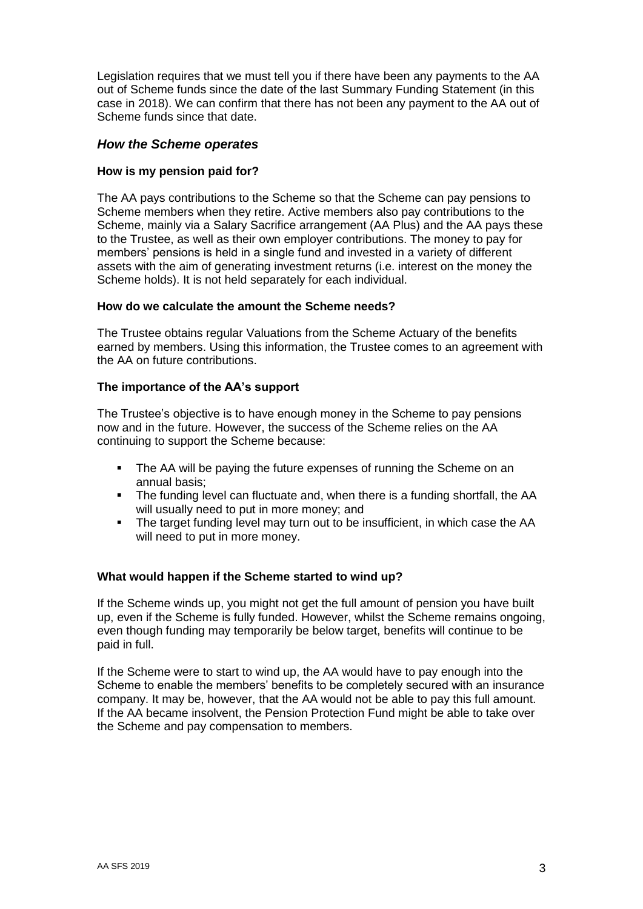Legislation requires that we must tell you if there have been any payments to the AA out of Scheme funds since the date of the last Summary Funding Statement (in this case in 2018). We can confirm that there has not been any payment to the AA out of Scheme funds since that date.

## *How the Scheme operates*

### How is my pension paid for?

The AA pays contributions to the Scheme so that the Scheme can pay pensions to Scheme members when they retire. Active members also pay contributions to the Scheme, mainly via a Salary Sacrifice arrangement (AA Plus) and the AA pays these to the Trustee, as well as their own employer contributions. The money to pay for members' pensions is held in a single fund and invested in a variety of different assets with the aim of generating investment returns (i.e. interest on the money the Scheme holds). It is not held separately for each individual.

### How do we calculate the amount the Scheme needs?

The Trustee obtains regular Valuations from the Scheme Actuary of the benefits earned by members. Using this information, the Trustee comes to an agreement with the AA on future contributions.

### The importance of the AA's support

The Trustee's objective is to have enough money in the Scheme to pay pensions now and in the future. However, the success of the Scheme relies on the AA continuing to support the Scheme because:

- The AA will be paying the future expenses of running the Scheme on an annual basis;
- The funding level can fluctuate and, when there is a funding shortfall, the AA will usually need to put in more money; and
- The target funding level may turn out to be insufficient, in which case the AA will need to put in more money.

### What would happen if the Scheme started to wind up?

If the Scheme winds up, you might not get the full amount of pension you have built up, even if the Scheme is fully funded. However, whilst the Scheme remains ongoing, even though funding may temporarily be below target, benefits will continue to be paid in full.

If the Scheme were to start to wind up, the AA would have to pay enough into the Scheme to enable the members' benefits to be completely secured with an insurance company. It may be, however, that the AA would not be able to pay this full amount. If the AA became insolvent, the Pension Protection Fund might be able to take over the Scheme and pay compensation to members.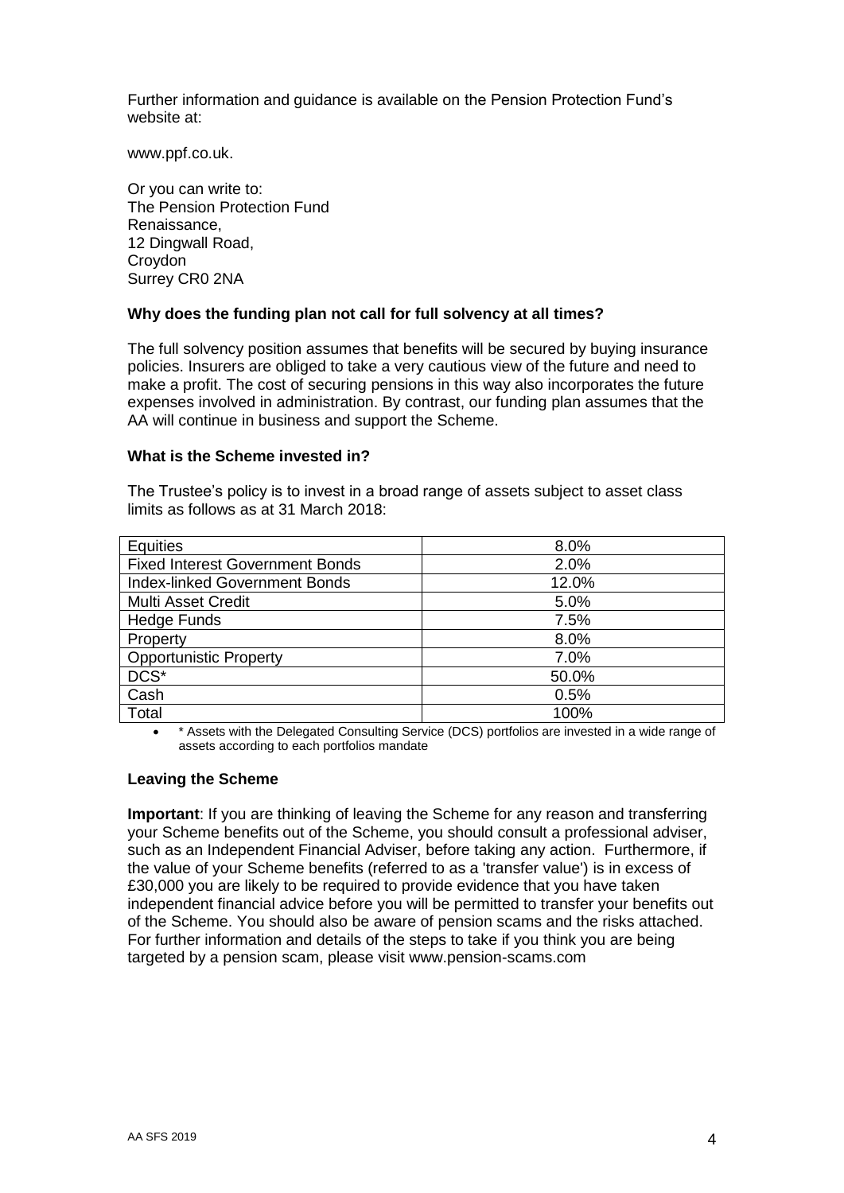Further information and guidance is available on the Pension Protection Fund's website at:

www.ppf.co.uk.

Or you can write to:
The Pension Protection Fund
Renaissance,
12 Dingwall Road,
Croydon
Surrey CR0 2NA

**Why does the funding plan not call for full solvency at all times?**

The full solvency position assumes that benefits will be secured by buying insurance policies. Insurers are obliged to take a very cautious view of the future and need to make a profit. The cost of securing pensions in this way also incorporates the future expenses involved in administration. By contrast, our funding plan assumes that the AA will continue in business and support the Scheme.

**What is the Scheme invested in?**

The Trustee's policy is to invest in a broad range of assets subject to asset class limits as follows as at 31 March 2018:

| | |
|---|---|
| Equities | 8.0% |
| Fixed Interest Government Bonds | 2.0% |
| Index-linked Government Bonds | 12.0% |
| Multi Asset Credit | 5.0% |
| Hedge Funds | 7.5% |
| Property | 8.0% |
| Opportunistic Property | 7.0% |
| DCS* | 50.0% |
| Cash | 0.5% |
| Total | 100% |

- * Assets with the Delegated Consulting Service (DCS) portfolios are invested in a wide range of assets according to each portfolios mandate

**Leaving the Scheme**

**Important**: If you are thinking of leaving the Scheme for any reason and transferring your Scheme benefits out of the Scheme, you should consult a professional adviser, such as an Independent Financial Adviser, before taking any action. Furthermore, if the value of your Scheme benefits (referred to as a 'transfer value') is in excess of £30,000 you are likely to be required to provide evidence that you have taken independent financial advice before you will be permitted to transfer your benefits out of the Scheme. You should also be aware of pension scams and the risks attached. For further information and details of the steps to take if you think you are being targeted by a pension scam, please visit www.pension-scams.com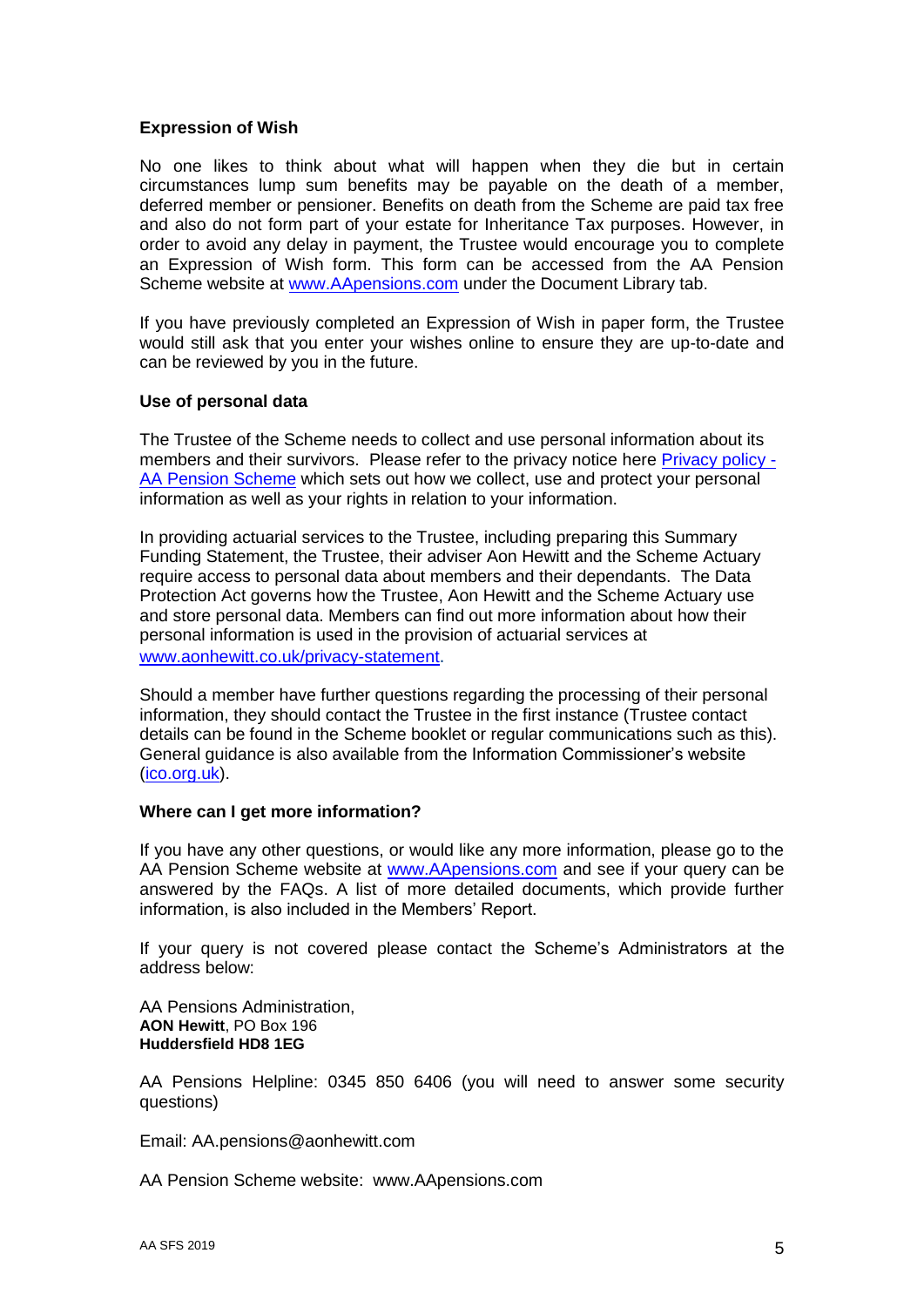**Expression of Wish**

No one likes to think about what will happen when they die but in certain circumstances lump sum benefits may be payable on the death of a member, deferred member or pensioner. Benefits on death from the Scheme are paid tax free and also do not form part of your estate for Inheritance Tax purposes. However, in order to avoid any delay in payment, the Trustee would encourage you to complete an Expression of Wish form. This form can be accessed from the AA Pension Scheme website at www.AApensions.com under the Document Library tab.

If you have previously completed an Expression of Wish in paper form, the Trustee would still ask that you enter your wishes online to ensure they are up-to-date and can be reviewed by you in the future.

**Use of personal data**

The Trustee of the Scheme needs to collect and use personal information about its members and their survivors. Please refer to the privacy notice here Privacy policy - AA Pension Scheme which sets out how we collect, use and protect your personal information as well as your rights in relation to your information.

In providing actuarial services to the Trustee, including preparing this Summary Funding Statement, the Trustee, their adviser Aon Hewitt and the Scheme Actuary require access to personal data about members and their dependants. The Data Protection Act governs how the Trustee, Aon Hewitt and the Scheme Actuary use and store personal data. Members can find out more information about how their personal information is used in the provision of actuarial services at www.aonhewitt.co.uk/privacy-statement.

Should a member have further questions regarding the processing of their personal information, they should contact the Trustee in the first instance (Trustee contact details can be found in the Scheme booklet or regular communications such as this). General guidance is also available from the Information Commissioner's website (ico.org.uk).

**Where can I get more information?**

If you have any other questions, or would like any more information, please go to the AA Pension Scheme website at www.AApensions.com and see if your query can be answered by the FAQs. A list of more detailed documents, which provide further information, is also included in the Members' Report.

If your query is not covered please contact the Scheme's Administrators at the address below:

AA Pensions Administration,
**AON Hewitt**, PO Box 196
**Huddersfield HD8 1EG**

AA Pensions Helpline: 0345 850 6406 (you will need to answer some security questions)

Email: AA.pensions@aonhewitt.com

AA Pension Scheme website: www.AApensions.com